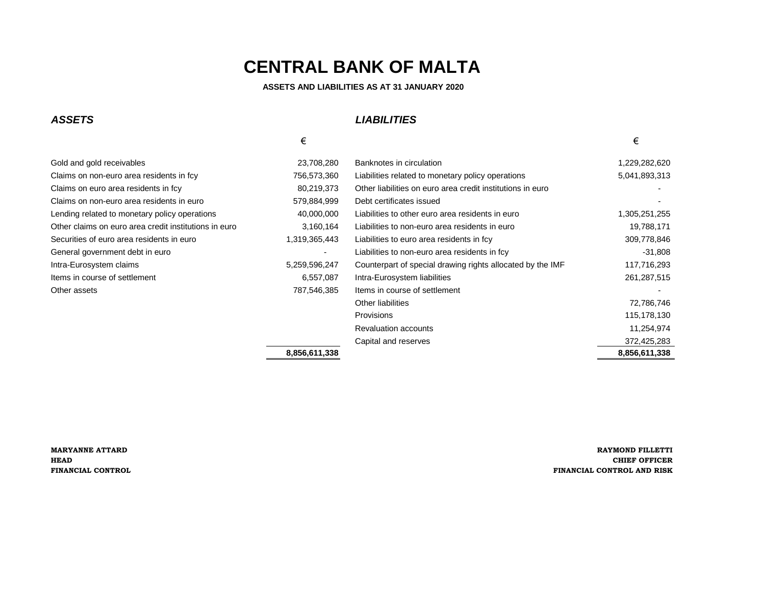# CENTRAL BANK OF MALTA

**ASSETS AND LIABILITIES AS AT 31 JANUARY 2020**

| ***ASSETS*** | € | ***LIABILITIES*** | € |
|---|---|---|---|
| Gold and gold receivables | 23,708,280 | Banknotes in circulation | 1,229,282,620 |
| Claims on non-euro area residents in fcy | 756,573,360 | Liabilities related to monetary policy operations | 5,041,893,313 |
| Claims on euro area residents in fcy | 80,219,373 | Other liabilities on euro area credit institutions in euro | - |
| Claims on non-euro area residents in euro | 579,884,999 | Debt certificates issued | - |
| Lending related to monetary policy operations | 40,000,000 | Liabilities to other euro area residents in euro | 1,305,251,255 |
| Other claims on euro area credit institutions in euro | 3,160,164 | Liabilities to non-euro area residents in euro | 19,788,171 |
| Securities of euro area residents in euro | 1,319,365,443 | Liabilities to euro area residents in fcy | 309,778,846 |
| General government debt in euro | - | Liabilities to non-euro area residents in fcy | -31,808 |
| Intra-Eurosystem claims | 5,259,596,247 | Counterpart of special drawing rights allocated by the IMF | 117,716,293 |
| Items in course of settlement | 6,557,087 | Intra-Eurosystem liabilities | 261,287,515 |
| Other assets | 787,546,385 | Items in course of settlement | - |
| | | Other liabilities | 72,786,746 |
| | | Provisions | 115,178,130 |
| | | Revaluation accounts | 11,254,974 |
| | | Capital and reserves | 372,425,283 |
| | **8,856,611,338** | | **8,856,611,338** |

**MARYANNE ATTARD**
**HEAD**
**FINANCIAL CONTROL**

**RAYMOND FILLETTI**
**CHIEF OFFICER**
**FINANCIAL CONTROL AND RISK**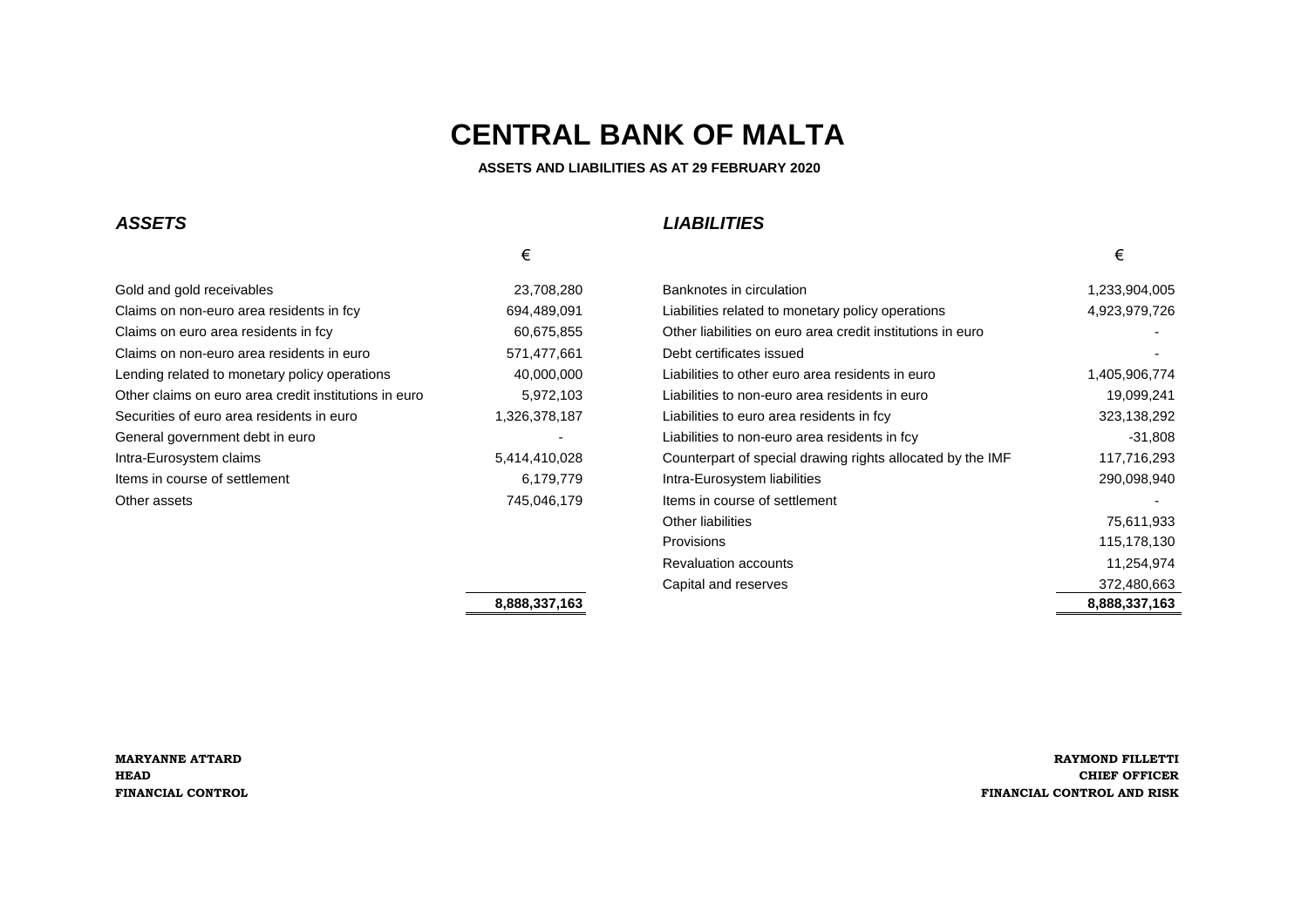# CENTRAL BANK OF MALTA

**ASSETS AND LIABILITIES AS AT 29 FEBRUARY 2020**

| ***ASSETS*** | € | ***LIABILITIES*** | € |
|---|---:|---|---:|
| Gold and gold receivables | 23,708,280 | Banknotes in circulation | 1,233,904,005 |
| Claims on non-euro area residents in fcy | 694,489,091 | Liabilities related to monetary policy operations | 4,923,979,726 |
| Claims on euro area residents in fcy | 60,675,855 | Other liabilities on euro area credit institutions in euro | - |
| Claims on non-euro area residents in euro | 571,477,661 | Debt certificates issued | - |
| Lending related to monetary policy operations | 40,000,000 | Liabilities to other euro area residents in euro | 1,405,906,774 |
| Other claims on euro area credit institutions in euro | 5,972,103 | Liabilities to non-euro area residents in euro | 19,099,241 |
| Securities of euro area residents in euro | 1,326,378,187 | Liabilities to euro area residents in fcy | 323,138,292 |
| General government debt in euro | - | Liabilities to non-euro area residents in fcy | -31,808 |
| Intra-Eurosystem claims | 5,414,410,028 | Counterpart of special drawing rights allocated by the IMF | 117,716,293 |
| Items in course of settlement | 6,179,779 | Intra-Eurosystem liabilities | 290,098,940 |
| Other assets | 745,046,179 | Items in course of settlement | - |
| | | Other liabilities | 75,611,933 |
| | | Provisions | 115,178,130 |
| | | Revaluation accounts | 11,254,974 |
| | | Capital and reserves | 372,480,663 |
| | **8,888,337,163** | | **8,888,337,163** |

**MARYANNE ATTARD**
**HEAD**
**FINANCIAL CONTROL**

**RAYMOND FILLETTI**
**CHIEF OFFICER**
**FINANCIAL CONTROL AND RISK**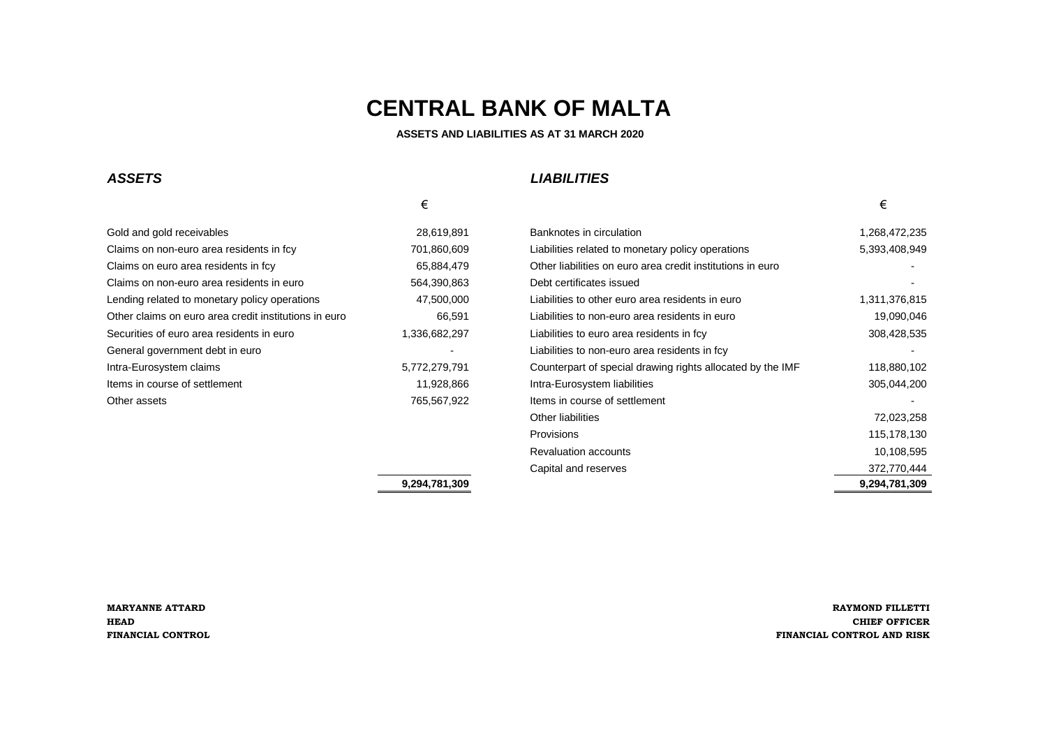# CENTRAL BANK OF MALTA

**ASSETS AND LIABILITIES AS AT 31 MARCH 2020**

| ***ASSETS*** | € | ***LIABILITIES*** | € |
|---|---:|---|---:|
| Gold and gold receivables | 28,619,891 | Banknotes in circulation | 1,268,472,235 |
| Claims on non-euro area residents in fcy | 701,860,609 | Liabilities related to monetary policy operations | 5,393,408,949 |
| Claims on euro area residents in fcy | 65,884,479 | Other liabilities on euro area credit institutions in euro | - |
| Claims on non-euro area residents in euro | 564,390,863 | Debt certificates issued | - |
| Lending related to monetary policy operations | 47,500,000 | Liabilities to other euro area residents in euro | 1,311,376,815 |
| Other claims on euro area credit institutions in euro | 66,591 | Liabilities to non-euro area residents in euro | 19,090,046 |
| Securities of euro area residents in euro | 1,336,682,297 | Liabilities to euro area residents in fcy | 308,428,535 |
| General government debt in euro | - | Liabilities to non-euro area residents in fcy | - |
| Intra-Eurosystem claims | 5,772,279,791 | Counterpart of special drawing rights allocated by the IMF | 118,880,102 |
| Items in course of settlement | 11,928,866 | Intra-Eurosystem liabilities | 305,044,200 |
| Other assets | 765,567,922 | Items in course of settlement | - |
| | | Other liabilities | 72,023,258 |
| | | Provisions | 115,178,130 |
| | | Revaluation accounts | 10,108,595 |
| | | Capital and reserves | 372,770,444 |
| | **9,294,781,309** | | **9,294,781,309** |

**MARYANNE ATTARD**
**HEAD**
**FINANCIAL CONTROL**

**RAYMOND FILLETTI**
**CHIEF OFFICER**
**FINANCIAL CONTROL AND RISK**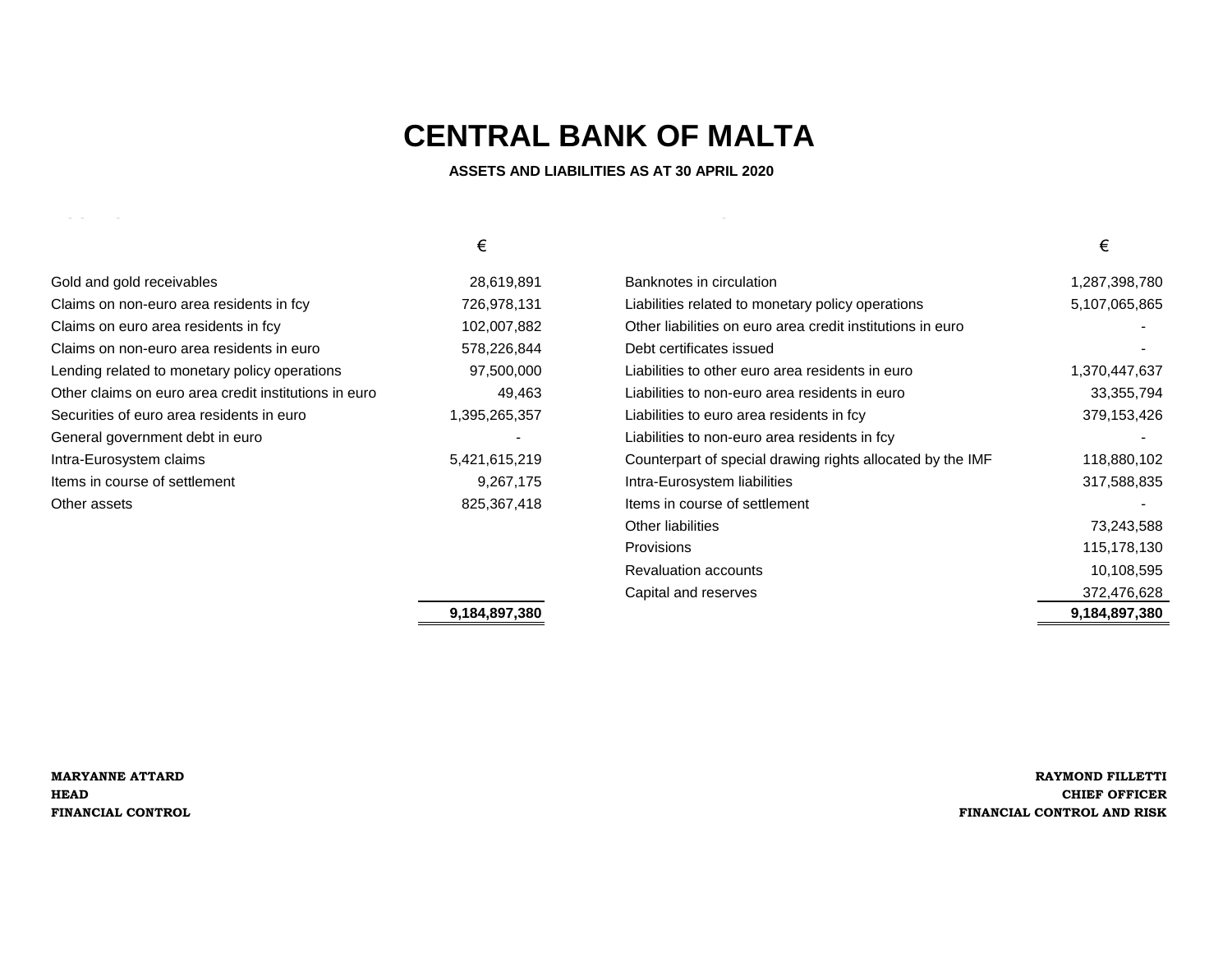# CENTRAL BANK OF MALTA

**ASSETS AND LIABILITIES AS AT 30 APRIL 2020**

| | € | | € |
|---|---|---|---|
| Gold and gold receivables | 28,619,891 | Banknotes in circulation | 1,287,398,780 |
| Claims on non-euro area residents in fcy | 726,978,131 | Liabilities related to monetary policy operations | 5,107,065,865 |
| Claims on euro area residents in fcy | 102,007,882 | Other liabilities on euro area credit institutions in euro | - |
| Claims on non-euro area residents in euro | 578,226,844 | Debt certificates issued | - |
| Lending related to monetary policy operations | 97,500,000 | Liabilities to other euro area residents in euro | 1,370,447,637 |
| Other claims on euro area credit institutions in euro | 49,463 | Liabilities to non-euro area residents in euro | 33,355,794 |
| Securities of euro area residents in euro | 1,395,265,357 | Liabilities to euro area residents in fcy | 379,153,426 |
| General government debt in euro | - | Liabilities to non-euro area residents in fcy | - |
| Intra-Eurosystem claims | 5,421,615,219 | Counterpart of special drawing rights allocated by the IMF | 118,880,102 |
| Items in course of settlement | 9,267,175 | Intra-Eurosystem liabilities | 317,588,835 |
| Other assets | 825,367,418 | Items in course of settlement | - |
| | | Other liabilities | 73,243,588 |
| | | Provisions | 115,178,130 |
| | | Revaluation accounts | 10,108,595 |
| | | Capital and reserves | 372,476,628 |
| | **9,184,897,380** | | **9,184,897,380** |

**MARYANNE ATTARD**
**HEAD**
**FINANCIAL CONTROL**

**RAYMOND FILLETTI**
**CHIEF OFFICER**
**FINANCIAL CONTROL AND RISK**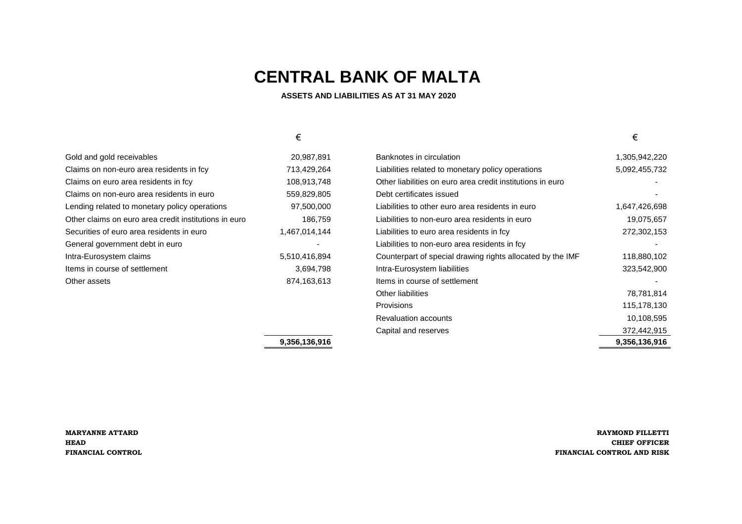# CENTRAL BANK OF MALTA

**ASSETS AND LIABILITIES AS AT 31 MAY 2020**

| | € | | € |
|---|---:|---|---:|
| Gold and gold receivables | 20,987,891 | Banknotes in circulation | 1,305,942,220 |
| Claims on non-euro area residents in fcy | 713,429,264 | Liabilities related to monetary policy operations | 5,092,455,732 |
| Claims on euro area residents in fcy | 108,913,748 | Other liabilities on euro area credit institutions in euro | - |
| Claims on non-euro area residents in euro | 559,829,805 | Debt certificates issued | - |
| Lending related to monetary policy operations | 97,500,000 | Liabilities to other euro area residents in euro | 1,647,426,698 |
| Other claims on euro area credit institutions in euro | 186,759 | Liabilities to non-euro area residents in euro | 19,075,657 |
| Securities of euro area residents in euro | 1,467,014,144 | Liabilities to euro area residents in fcy | 272,302,153 |
| General government debt in euro | - | Liabilities to non-euro area residents in fcy | - |
| Intra-Eurosystem claims | 5,510,416,894 | Counterpart of special drawing rights allocated by the IMF | 118,880,102 |
| Items in course of settlement | 3,694,798 | Intra-Eurosystem liabilities | 323,542,900 |
| Other assets | 874,163,613 | Items in course of settlement | - |
| | | Other liabilities | 78,781,814 |
| | | Provisions | 115,178,130 |
| | | Revaluation accounts | 10,108,595 |
| | | Capital and reserves | 372,442,915 |
| | **9,356,136,916** | | **9,356,136,916** |

**MARYANNE ATTARD**
**HEAD**
**FINANCIAL CONTROL**

**RAYMOND FILLETTI**
**CHIEF OFFICER**
**FINANCIAL CONTROL AND RISK**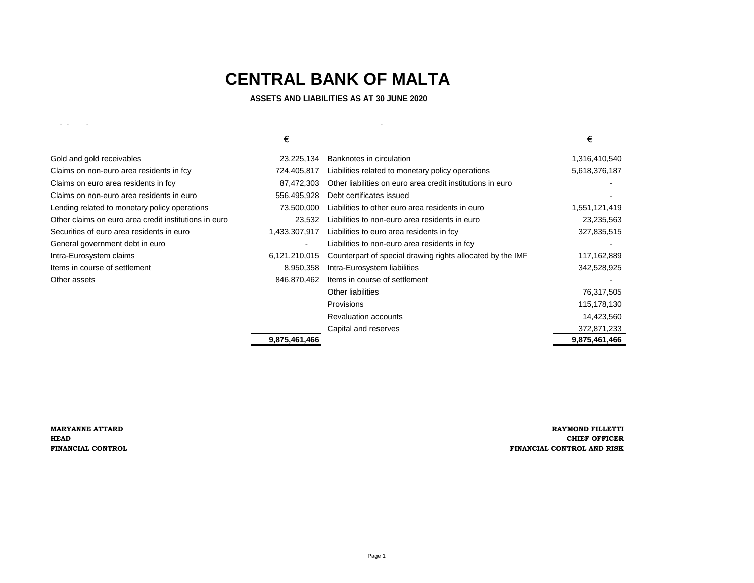# CENTRAL BANK OF MALTA

**ASSETS AND LIABILITIES AS AT 30 JUNE 2020**

| | € | | € |
|---|---:|---|---:|
| Gold and gold receivables | 23,225,134 | Banknotes in circulation | 1,316,410,540 |
| Claims on non-euro area residents in fcy | 724,405,817 | Liabilities related to monetary policy operations | 5,618,376,187 |
| Claims on euro area residents in fcy | 87,472,303 | Other liabilities on euro area credit institutions in euro | - |
| Claims on non-euro area residents in euro | 556,495,928 | Debt certificates issued | - |
| Lending related to monetary policy operations | 73,500,000 | Liabilities to other euro area residents in euro | 1,551,121,419 |
| Other claims on euro area credit institutions in euro | 23,532 | Liabilities to non-euro area residents in euro | 23,235,563 |
| Securities of euro area residents in euro | 1,433,307,917 | Liabilities to euro area residents in fcy | 327,835,515 |
| General government debt in euro | - | Liabilities to non-euro area residents in fcy | - |
| Intra-Eurosystem claims | 6,121,210,015 | Counterpart of special drawing rights allocated by the IMF | 117,162,889 |
| Items in course of settlement | 8,950,358 | Intra-Eurosystem liabilities | 342,528,925 |
| Other assets | 846,870,462 | Items in course of settlement | - |
| | | Other liabilities | 76,317,505 |
| | | Provisions | 115,178,130 |
| | | Revaluation accounts | 14,423,560 |
| | | Capital and reserves | 372,871,233 |
| | **9,875,461,466** | | **9,875,461,466** |

**MARYANNE ATTARD**
**HEAD**
**FINANCIAL CONTROL**

**RAYMOND FILLETTI**
**CHIEF OFFICER**
**FINANCIAL CONTROL AND RISK**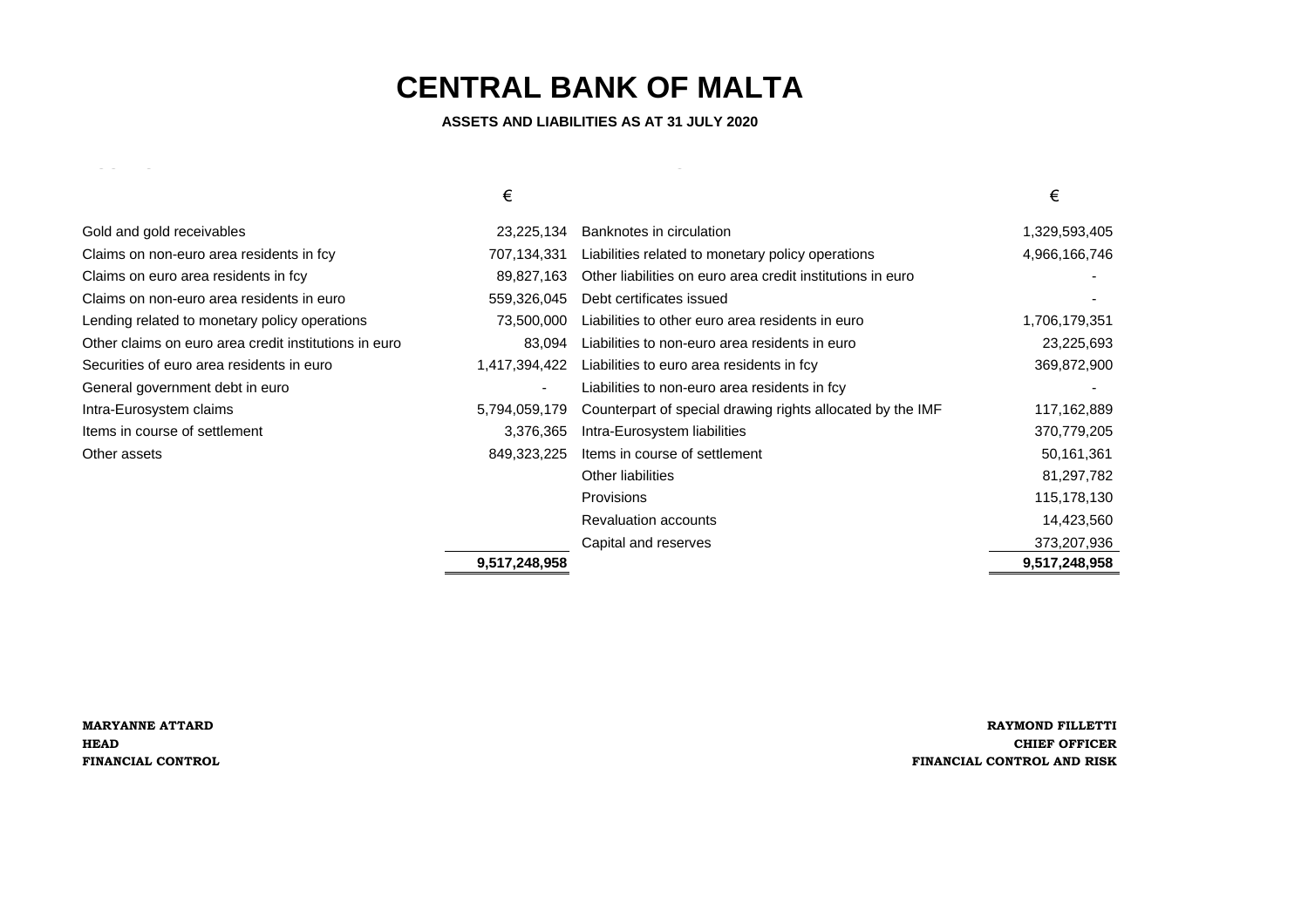# CENTRAL BANK OF MALTA

**ASSETS AND LIABILITIES AS AT 31 JULY 2020**

| Assets | € | Liabilities | € |
|---|---|---|---|
| Gold and gold receivables | 23,225,134 | Banknotes in circulation | 1,329,593,405 |
| Claims on non-euro area residents in fcy | 707,134,331 | Liabilities related to monetary policy operations | 4,966,166,746 |
| Claims on euro area residents in fcy | 89,827,163 | Other liabilities on euro area credit institutions in euro | - |
| Claims on non-euro area residents in euro | 559,326,045 | Debt certificates issued | - |
| Lending related to monetary policy operations | 73,500,000 | Liabilities to other euro area residents in euro | 1,706,179,351 |
| Other claims on euro area credit institutions in euro | 83,094 | Liabilities to non-euro area residents in euro | 23,225,693 |
| Securities of euro area residents in euro | 1,417,394,422 | Liabilities to euro area residents in fcy | 369,872,900 |
| General government debt in euro | - | Liabilities to non-euro area residents in fcy | - |
| Intra-Eurosystem claims | 5,794,059,179 | Counterpart of special drawing rights allocated by the IMF | 117,162,889 |
| Items in course of settlement | 3,376,365 | Intra-Eurosystem liabilities | 370,779,205 |
| Other assets | 849,323,225 | Items in course of settlement | 50,161,361 |
| | | Other liabilities | 81,297,782 |
| | | Provisions | 115,178,130 |
| | | Revaluation accounts | 14,423,560 |
| | | Capital and reserves | 373,207,936 |
| | **9,517,248,958** | | **9,517,248,958** |

**MARYANNE ATTARD**
**HEAD**
**FINANCIAL CONTROL**

**RAYMOND FILLETTI**
**CHIEF OFFICER**
**FINANCIAL CONTROL AND RISK**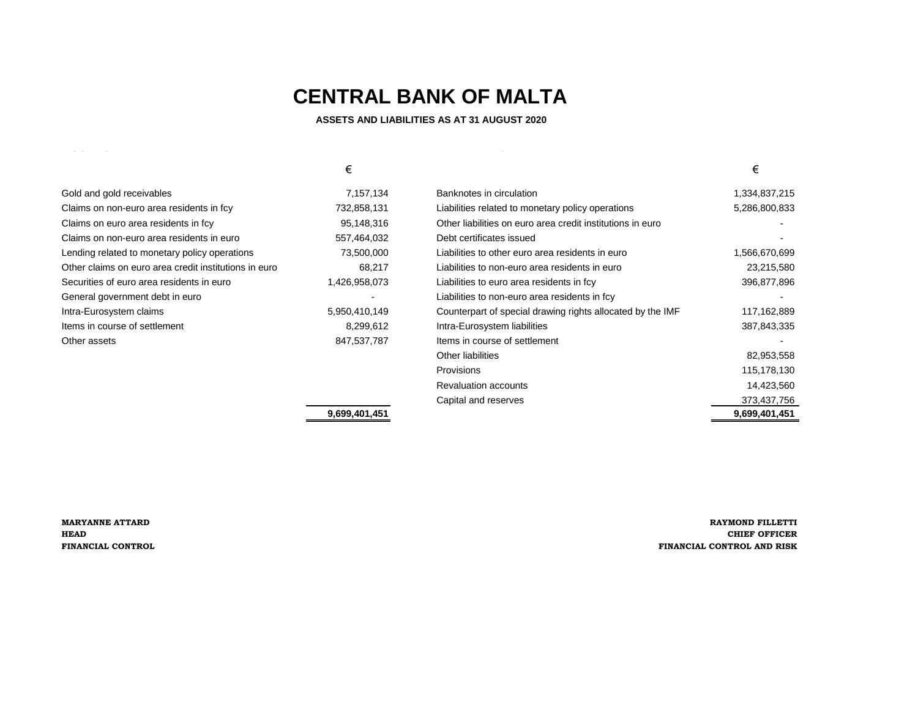# CENTRAL BANK OF MALTA

**ASSETS AND LIABILITIES AS AT 31 AUGUST 2020**

| | € | | € |
|---|---:|---|---:|
| Gold and gold receivables | 7,157,134 | Banknotes in circulation | 1,334,837,215 |
| Claims on non-euro area residents in fcy | 732,858,131 | Liabilities related to monetary policy operations | 5,286,800,833 |
| Claims on euro area residents in fcy | 95,148,316 | Other liabilities on euro area credit institutions in euro | - |
| Claims on non-euro area residents in euro | 557,464,032 | Debt certificates issued | - |
| Lending related to monetary policy operations | 73,500,000 | Liabilities to other euro area residents in euro | 1,566,670,699 |
| Other claims on euro area credit institutions in euro | 68,217 | Liabilities to non-euro area residents in euro | 23,215,580 |
| Securities of euro area residents in euro | 1,426,958,073 | Liabilities to euro area residents in fcy | 396,877,896 |
| General government debt in euro | - | Liabilities to non-euro area residents in fcy | - |
| Intra-Eurosystem claims | 5,950,410,149 | Counterpart of special drawing rights allocated by the IMF | 117,162,889 |
| Items in course of settlement | 8,299,612 | Intra-Eurosystem liabilities | 387,843,335 |
| Other assets | 847,537,787 | Items in course of settlement | - |
| | | Other liabilities | 82,953,558 |
| | | Provisions | 115,178,130 |
| | | Revaluation accounts | 14,423,560 |
| | | Capital and reserves | 373,437,756 |
| | **9,699,401,451** | | **9,699,401,451** |

**MARYANNE ATTARD**
**HEAD**
**FINANCIAL CONTROL**

**RAYMOND FILLETTI**
**CHIEF OFFICER**
**FINANCIAL CONTROL AND RISK**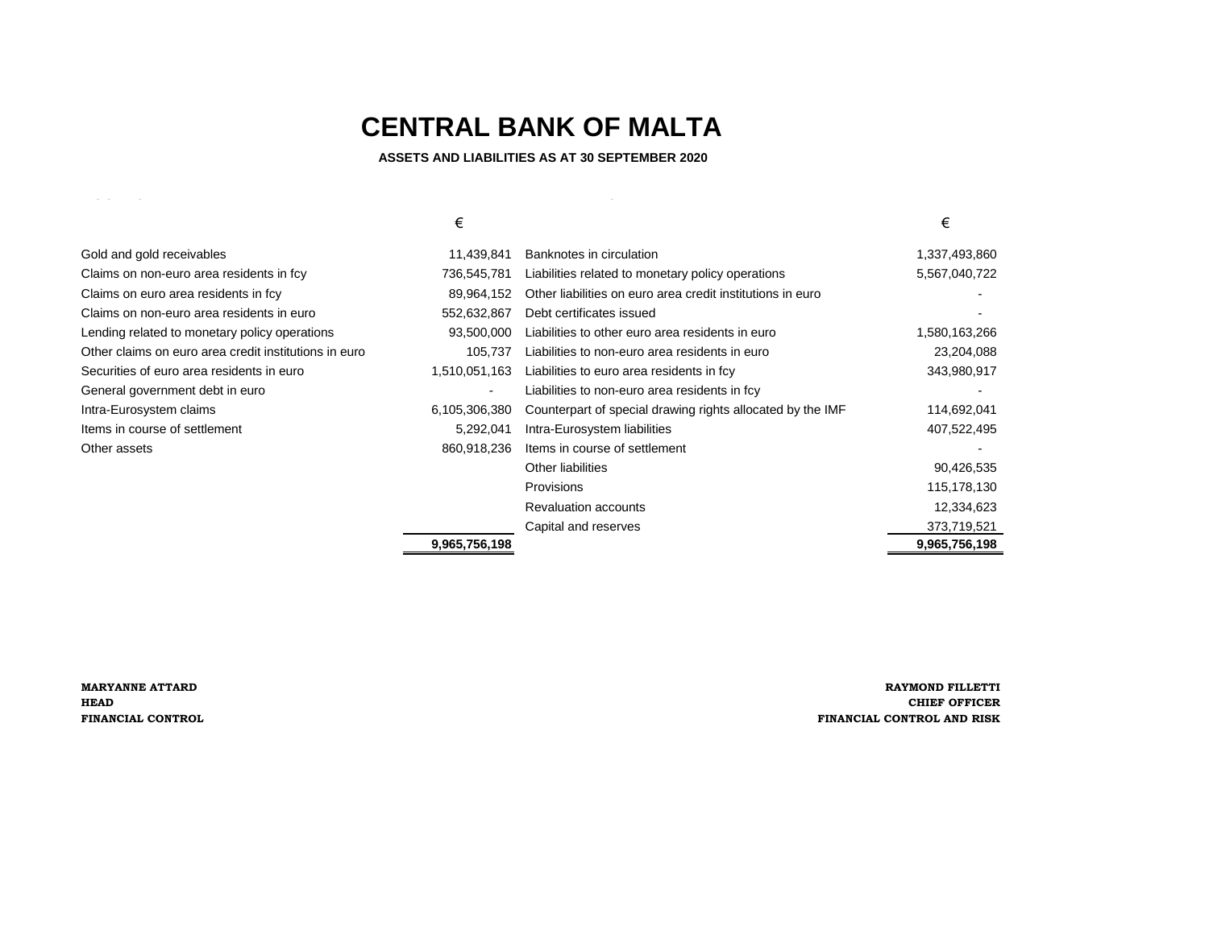# CENTRAL BANK OF MALTA

**ASSETS AND LIABILITIES AS AT 30 SEPTEMBER 2020**

| | € | | € |
|---|---|---|---|
| Gold and gold receivables | 11,439,841 | Banknotes in circulation | 1,337,493,860 |
| Claims on non-euro area residents in fcy | 736,545,781 | Liabilities related to monetary policy operations | 5,567,040,722 |
| Claims on euro area residents in fcy | 89,964,152 | Other liabilities on euro area credit institutions in euro | - |
| Claims on non-euro area residents in euro | 552,632,867 | Debt certificates issued | - |
| Lending related to monetary policy operations | 93,500,000 | Liabilities to other euro area residents in euro | 1,580,163,266 |
| Other claims on euro area credit institutions in euro | 105,737 | Liabilities to non-euro area residents in euro | 23,204,088 |
| Securities of euro area residents in euro | 1,510,051,163 | Liabilities to euro area residents in fcy | 343,980,917 |
| General government debt in euro | - | Liabilities to non-euro area residents in fcy | - |
| Intra-Eurosystem claims | 6,105,306,380 | Counterpart of special drawing rights allocated by the IMF | 114,692,041 |
| Items in course of settlement | 5,292,041 | Intra-Eurosystem liabilities | 407,522,495 |
| Other assets | 860,918,236 | Items in course of settlement | - |
| | | Other liabilities | 90,426,535 |
| | | Provisions | 115,178,130 |
| | | Revaluation accounts | 12,334,623 |
| | | Capital and reserves | 373,719,521 |
| | **9,965,756,198** | | **9,965,756,198** |

**MARYANNE ATTARD**
**HEAD**
**FINANCIAL CONTROL**

**RAYMOND FILLETTI**
**CHIEF OFFICER**
**FINANCIAL CONTROL AND RISK**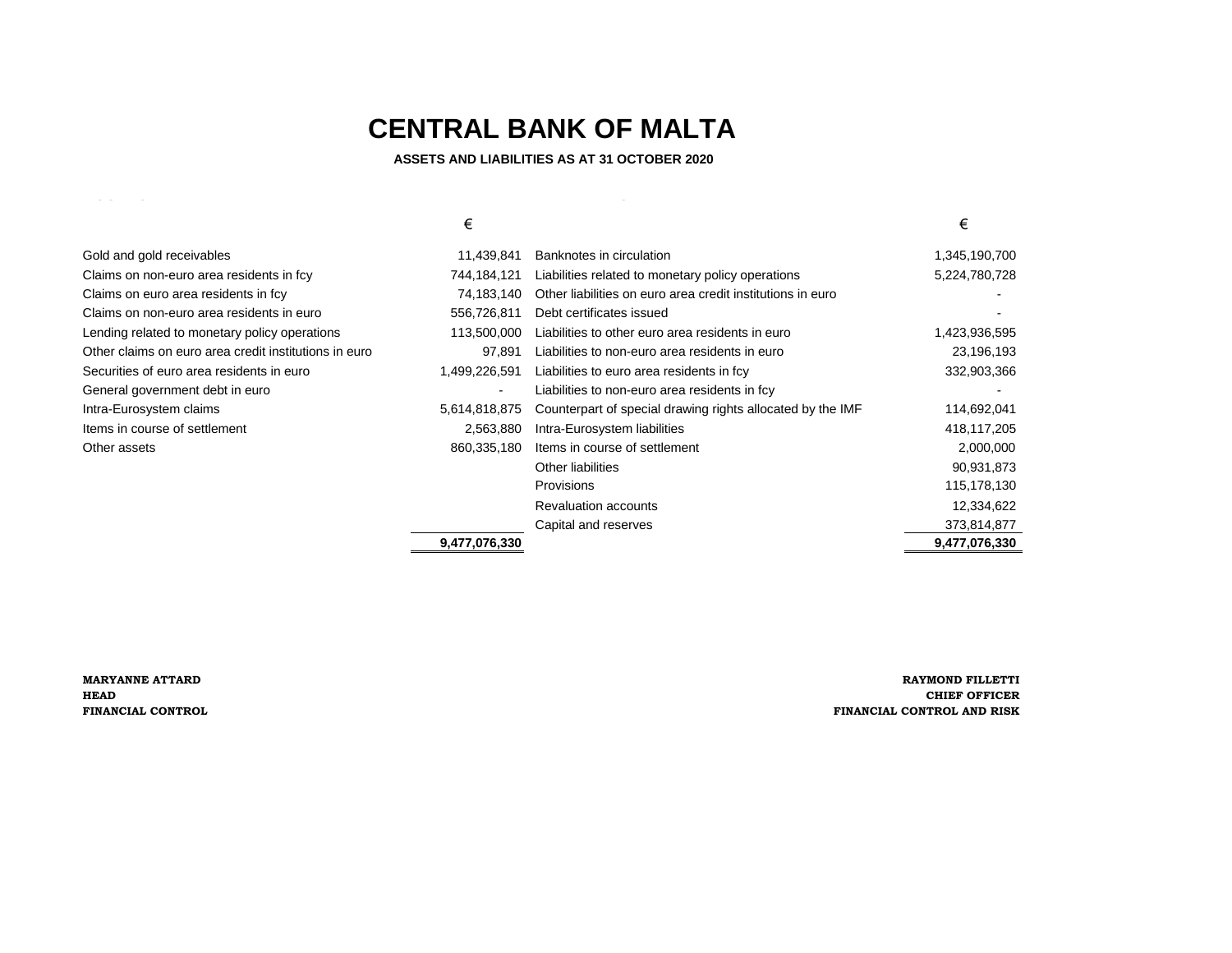# CENTRAL BANK OF MALTA

**ASSETS AND LIABILITIES AS AT 31 OCTOBER 2020**

| | € | | € |
|---|---|---|---|
| Gold and gold receivables | 11,439,841 | Banknotes in circulation | 1,345,190,700 |
| Claims on non-euro area residents in fcy | 744,184,121 | Liabilities related to monetary policy operations | 5,224,780,728 |
| Claims on euro area residents in fcy | 74,183,140 | Other liabilities on euro area credit institutions in euro | - |
| Claims on non-euro area residents in euro | 556,726,811 | Debt certificates issued | - |
| Lending related to monetary policy operations | 113,500,000 | Liabilities to other euro area residents in euro | 1,423,936,595 |
| Other claims on euro area credit institutions in euro | 97,891 | Liabilities to non-euro area residents in euro | 23,196,193 |
| Securities of euro area residents in euro | 1,499,226,591 | Liabilities to euro area residents in fcy | 332,903,366 |
| General government debt in euro | - | Liabilities to non-euro area residents in fcy | - |
| Intra-Eurosystem claims | 5,614,818,875 | Counterpart of special drawing rights allocated by the IMF | 114,692,041 |
| Items in course of settlement | 2,563,880 | Intra-Eurosystem liabilities | 418,117,205 |
| Other assets | 860,335,180 | Items in course of settlement | 2,000,000 |
| | | Other liabilities | 90,931,873 |
| | | Provisions | 115,178,130 |
| | | Revaluation accounts | 12,334,622 |
| | | Capital and reserves | 373,814,877 |
| | **9,477,076,330** | | **9,477,076,330** |

**MARYANNE ATTARD**
**HEAD**
**FINANCIAL CONTROL**

**RAYMOND FILLETTI**
**CHIEF OFFICER**
**FINANCIAL CONTROL AND RISK**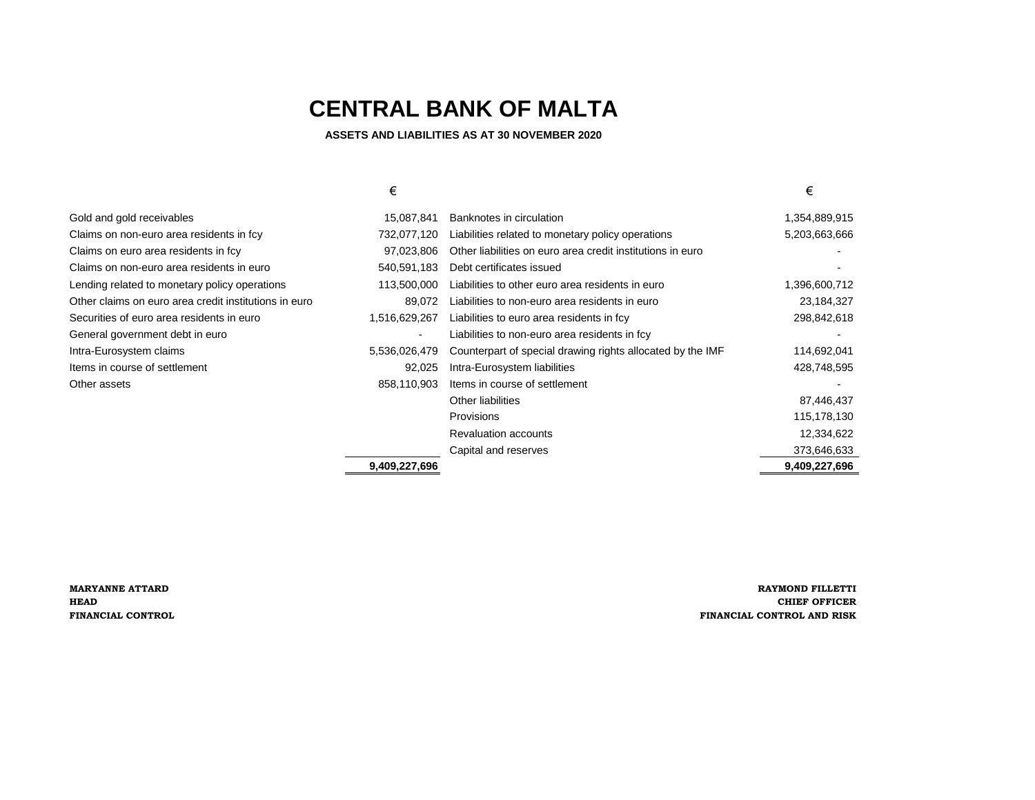# CENTRAL BANK OF MALTA

**ASSETS AND LIABILITIES AS AT 30 NOVEMBER 2020**

| | € | | € |
|---|---|---|---|
| Gold and gold receivables | 15,087,841 | Banknotes in circulation | 1,354,889,915 |
| Claims on non-euro area residents in fcy | 732,077,120 | Liabilities related to monetary policy operations | 5,203,663,666 |
| Claims on euro area residents in fcy | 97,023,806 | Other liabilities on euro area credit institutions in euro | - |
| Claims on non-euro area residents in euro | 540,591,183 | Debt certificates issued | - |
| Lending related to monetary policy operations | 113,500,000 | Liabilities to other euro area residents in euro | 1,396,600,712 |
| Other claims on euro area credit institutions in euro | 89,072 | Liabilities to non-euro area residents in euro | 23,184,327 |
| Securities of euro area residents in euro | 1,516,629,267 | Liabilities to euro area residents in fcy | 298,842,618 |
| General government debt in euro | - | Liabilities to non-euro area residents in fcy | - |
| Intra-Eurosystem claims | 5,536,026,479 | Counterpart of special drawing rights allocated by the IMF | 114,692,041 |
| Items in course of settlement | 92,025 | Intra-Eurosystem liabilities | 428,748,595 |
| Other assets | 858,110,903 | Items in course of settlement | - |
| | | Other liabilities | 87,446,437 |
| | | Provisions | 115,178,130 |
| | | Revaluation accounts | 12,334,622 |
| | | Capital and reserves | 373,646,633 |
| | **9,409,227,696** | | **9,409,227,696** |

**MARYANNE ATTARD**
**HEAD**
**FINANCIAL CONTROL**

**RAYMOND FILLETTI**
**CHIEF OFFICER**
**FINANCIAL CONTROL AND RISK**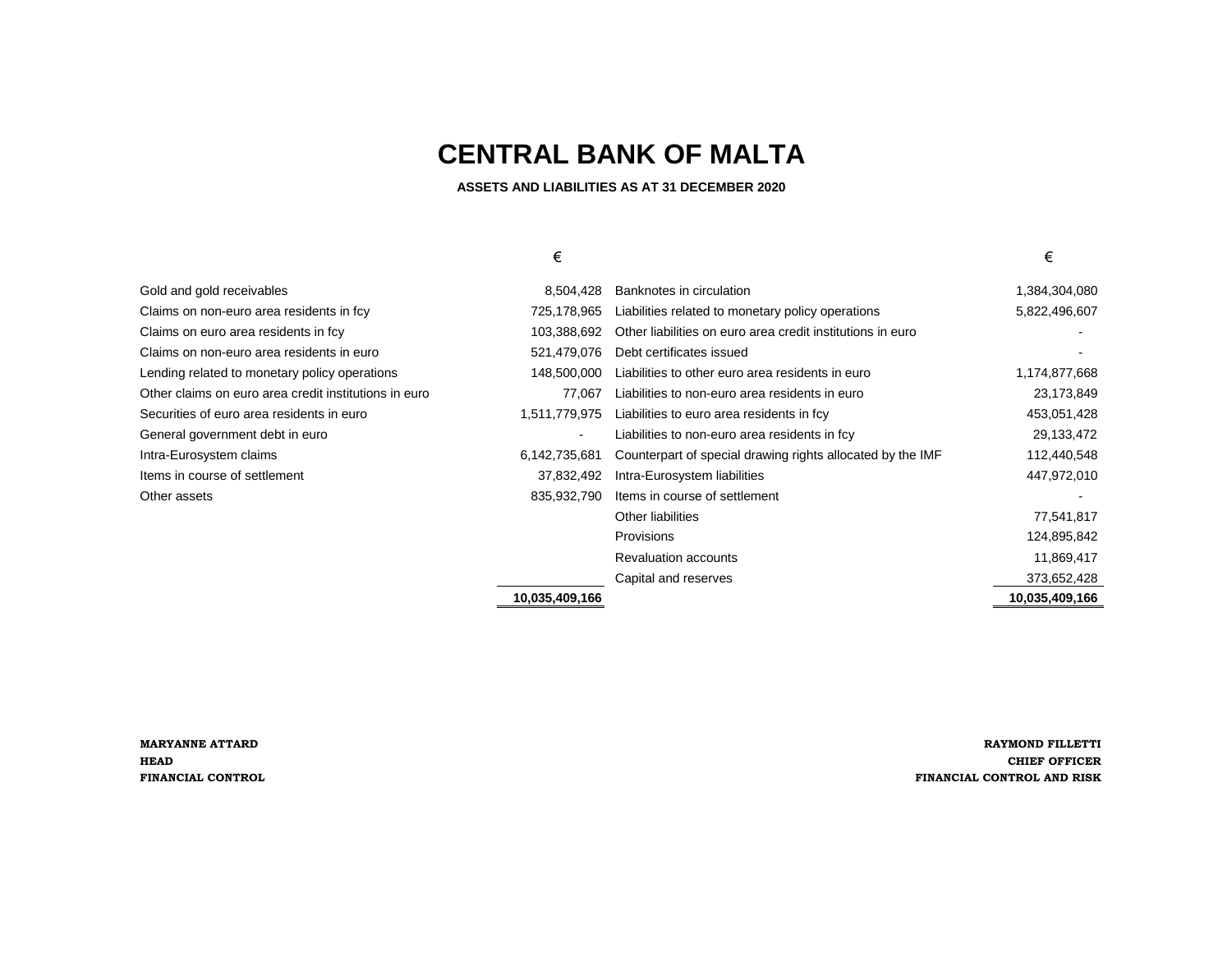# CENTRAL BANK OF MALTA

**ASSETS AND LIABILITIES AS AT 31 DECEMBER 2020**

| | € | | € |
|---|---|---|---|
| Gold and gold receivables | 8,504,428 | Banknotes in circulation | 1,384,304,080 |
| Claims on non-euro area residents in fcy | 725,178,965 | Liabilities related to monetary policy operations | 5,822,496,607 |
| Claims on euro area residents in fcy | 103,388,692 | Other liabilities on euro area credit institutions in euro | - |
| Claims on non-euro area residents in euro | 521,479,076 | Debt certificates issued | - |
| Lending related to monetary policy operations | 148,500,000 | Liabilities to other euro area residents in euro | 1,174,877,668 |
| Other claims on euro area credit institutions in euro | 77,067 | Liabilities to non-euro area residents in euro | 23,173,849 |
| Securities of euro area residents in euro | 1,511,779,975 | Liabilities to euro area residents in fcy | 453,051,428 |
| General government debt in euro | - | Liabilities to non-euro area residents in fcy | 29,133,472 |
| Intra-Eurosystem claims | 6,142,735,681 | Counterpart of special drawing rights allocated by the IMF | 112,440,548 |
| Items in course of settlement | 37,832,492 | Intra-Eurosystem liabilities | 447,972,010 |
| Other assets | 835,932,790 | Items in course of settlement | - |
| | | Other liabilities | 77,541,817 |
| | | Provisions | 124,895,842 |
| | | Revaluation accounts | 11,869,417 |
| | | Capital and reserves | 373,652,428 |
| | **10,035,409,166** | | **10,035,409,166** |

**MARYANNE ATTARD**
**HEAD**
**FINANCIAL CONTROL**

**RAYMOND FILLETTI**
**CHIEF OFFICER**
**FINANCIAL CONTROL AND RISK**